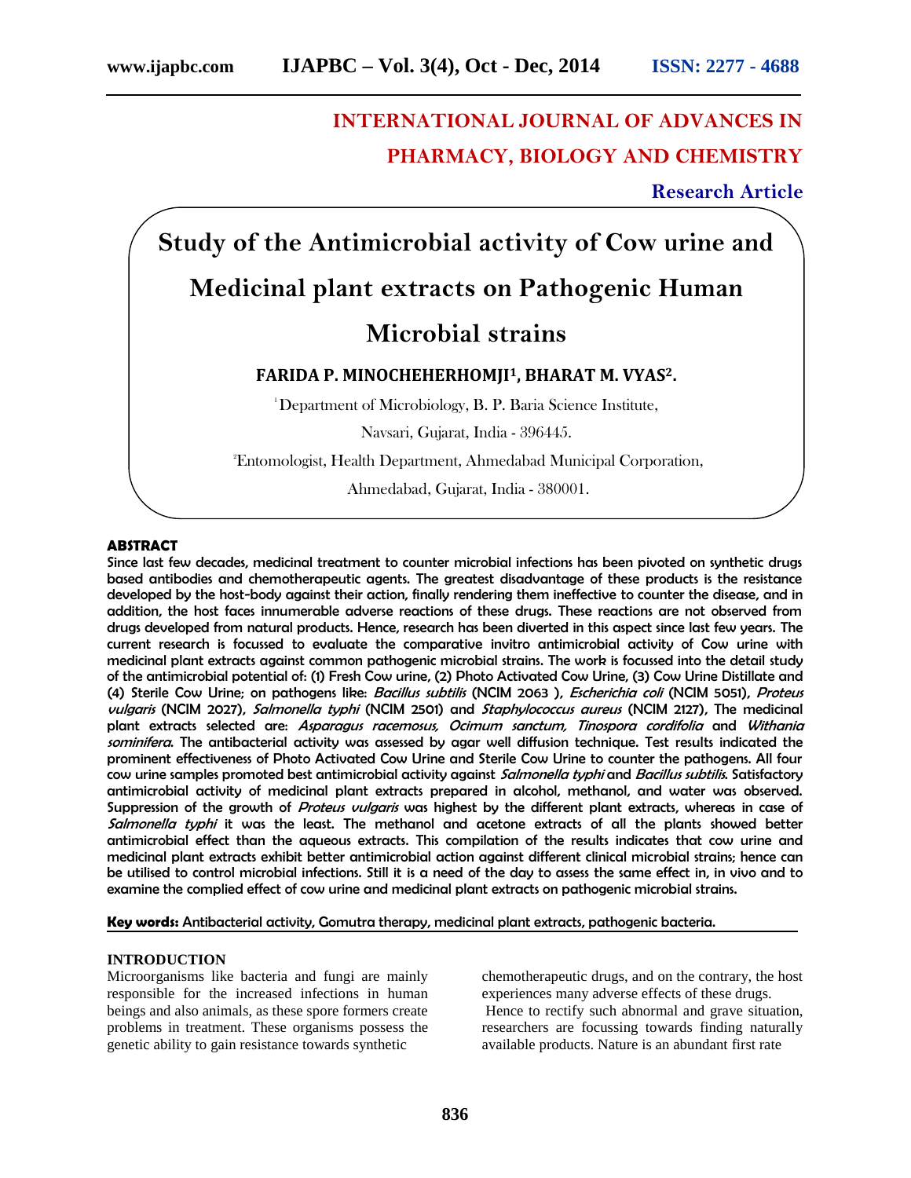# INTERNATIONAL JOURNAL OF ADVANCES IN PHARMACY, BIOLOGY AND CHEMISTRY

**Research Article**

# Study of the Antimicrobial activity of Cow urine and Medicinal plant extracts on Pathogenic Human Microbial strains

**FARIDA P. MINOCHEHERHOMJI[1], BHARAT M. VYAS[2].**

[1]Department of Microbiology, B. P. Baria Science Institute, Navsari, Gujarat, India - 396445.

[2]Entomologist, Health Department, Ahmedabad Municipal Corporation, Ahmedabad, Gujarat, India - 380001.

## ABSTRACT

Since last few decades, medicinal treatment to counter microbial infections has been pivoted on synthetic drugs based antibodies and chemotherapeutic agents. The greatest disadvantage of these products is the resistance developed by the host-body against their action, finally rendering them ineffective to counter the disease, and in addition, the host faces innumerable adverse reactions of these drugs. These reactions are not observed from drugs developed from natural products. Hence, research has been diverted in this aspect since last few years. The current research is focussed to evaluate the comparative invitro antimicrobial activity of Cow urine with medicinal plant extracts against common pathogenic microbial strains. The work is focussed into the detail study of the antimicrobial potential of: (1) Fresh Cow urine, (2) Photo Activated Cow Urine, (3) Cow Urine Distillate and (4) Sterile Cow Urine; on pathogens like: *Bacillus subtilis* (NCIM 2063 ), *Escherichia coli* (NCIM 5051), *Proteus vulgaris* (NCIM 2027), *Salmonella typhi* (NCIM 2501) and *Staphylococcus aureus* (NCIM 2127), The medicinal plant extracts selected are: *Asparagus racemosus, Ocimum sanctum, Tinospora cordifolia* and *Withania sominifera*. The antibacterial activity was assessed by agar well diffusion technique. Test results indicated the prominent effectiveness of Photo Activated Cow Urine and Sterile Cow Urine to counter the pathogens. All four cow urine samples promoted best antimicrobial activity against *Salmonella typhi* and *Bacillus subtilis*. Satisfactory antimicrobial activity of medicinal plant extracts prepared in alcohol, methanol, and water was observed. Suppression of the growth of *Proteus vulgaris* was highest by the different plant extracts, whereas in case of *Salmonella typhi* it was the least. The methanol and acetone extracts of all the plants showed better antimicrobial effect than the aqueous extracts. This compilation of the results indicates that cow urine and medicinal plant extracts exhibit better antimicrobial action against different clinical microbial strains; hence can be utilised to control microbial infections. Still it is a need of the day to assess the same effect in, in vivo and to examine the complied effect of cow urine and medicinal plant extracts on pathogenic microbial strains.

**Key words:** Antibacterial activity, Gomutra therapy, medicinal plant extracts, pathogenic bacteria.

## INTRODUCTION

Microorganisms like bacteria and fungi are mainly responsible for the increased infections in human beings and also animals, as these spore formers create problems in treatment. These organisms possess the genetic ability to gain resistance towards synthetic chemotherapeutic drugs, and on the contrary, the host experiences many adverse effects of these drugs.

Hence to rectify such abnormal and grave situation, researchers are focussing towards finding naturally available products. Nature is an abundant first rate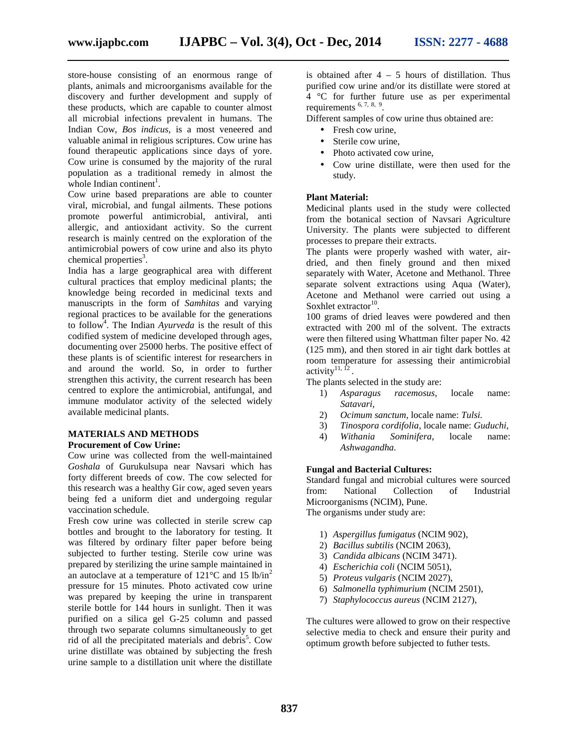store-house consisting of an enormous range of plants, animals and microorganisms available for the discovery and further development and supply of these products, which are capable to counter almost all microbial infections prevalent in humans. The Indian Cow, *Bos indicus*, is a most veneered and valuable animal in religious scriptures. Cow urine has found therapeutic applications since days of yore. Cow urine is consumed by the majority of the rural population as a traditional remedy in almost the whole Indian continent[1].

Cow urine based preparations are able to counter viral, microbial, and fungal ailments. These potions promote powerful antimicrobial, antiviral, anti allergic, and antioxidant activity. So the current research is mainly centred on the exploration of the antimicrobial powers of cow urine and also its phyto chemical properties[3].

India has a large geographical area with different cultural practices that employ medicinal plants; the knowledge being recorded in medicinal texts and manuscripts in the form of *Samhitas* and varying regional practices to be available for the generations to follow[4]. The Indian *Ayurveda* is the result of this codified system of medicine developed through ages, documenting over 25000 herbs. The positive effect of these plants is of scientific interest for researchers in and around the world. So, in order to further strengthen this activity, the current research has been centred to explore the antimicrobial, antifungal, and immune modulator activity of the selected widely available medicinal plants.

## MATERIALS AND METHODS

### Procurement of Cow Urine:

Cow urine was collected from the well-maintained *Goshala* of Gurukulsupa near Navsari which has forty different breeds of cow. The cow selected for this research was a healthy Gir cow, aged seven years being fed a uniform diet and undergoing regular vaccination schedule.

Fresh cow urine was collected in sterile screw cap bottles and brought to the laboratory for testing. It was filtered by ordinary filter paper before being subjected to further testing. Sterile cow urine was prepared by sterilizing the urine sample maintained in an autoclave at a temperature of 121°C and 15 lb/in$^2$ pressure for 15 minutes. Photo activated cow urine was prepared by keeping the urine in transparent sterile bottle for 144 hours in sunlight. Then it was purified on a silica gel G-25 column and passed through two separate columns simultaneously to get rid of all the precipitated materials and debris[5]. Cow urine distillate was obtained by subjecting the fresh urine sample to a distillation unit where the distillate is obtained after 4 – 5 hours of distillation. Thus purified cow urine and/or its distillate were stored at 4 °C for further future use as per experimental requirements [6, 7, 8, 9].

Different samples of cow urine thus obtained are:

- Fresh cow urine,
- Sterile cow urine,
- Photo activated cow urine,
- Cow urine distillate, were then used for the study.

### Plant Material:

Medicinal plants used in the study were collected from the botanical section of Navsari Agriculture University. The plants were subjected to different processes to prepare their extracts.

The plants were properly washed with water, air-dried, and then finely ground and then mixed separately with Water, Acetone and Methanol. Three separate solvent extractions using Aqua (Water), Acetone and Methanol were carried out using a Soxhlet extractor[10].

100 grams of dried leaves were powdered and then extracted with 200 ml of the solvent. The extracts were then filtered using Whattman filter paper No. 42 (125 mm), and then stored in air tight dark bottles at room temperature for assessing their antimicrobial activity[11, 12].

The plants selected in the study are:

1) *Asparagus racemosus*, locale name: *Satavari*,
2) *Ocimum sanctum*, locale name: *Tulsi.*
3) *Tinospora cordifolia*, locale name: *Guduchi*,
4) *Withania Sominifera*, locale name: *Ashwagandha.*

### Fungal and Bacterial Cultures:

Standard fungal and microbial cultures were sourced from: National Collection of Industrial Microorganisms (NCIM), Pune.

The organisms under study are:

1) *Aspergillus fumigatus* (NCIM 902),
2) *Bacillus subtilis* (NCIM 2063),
3) *Candida albicans* (NCIM 3471).
4) *Escherichia coli* (NCIM 5051),
5) *Proteus vulgaris* (NCIM 2027),
6) *Salmonella typhimurium* (NCIM 2501),
7) *Staphylococcus aureus* (NCIM 2127),

The cultures were allowed to grow on their respective selective media to check and ensure their purity and optimum growth before subjected to futher tests.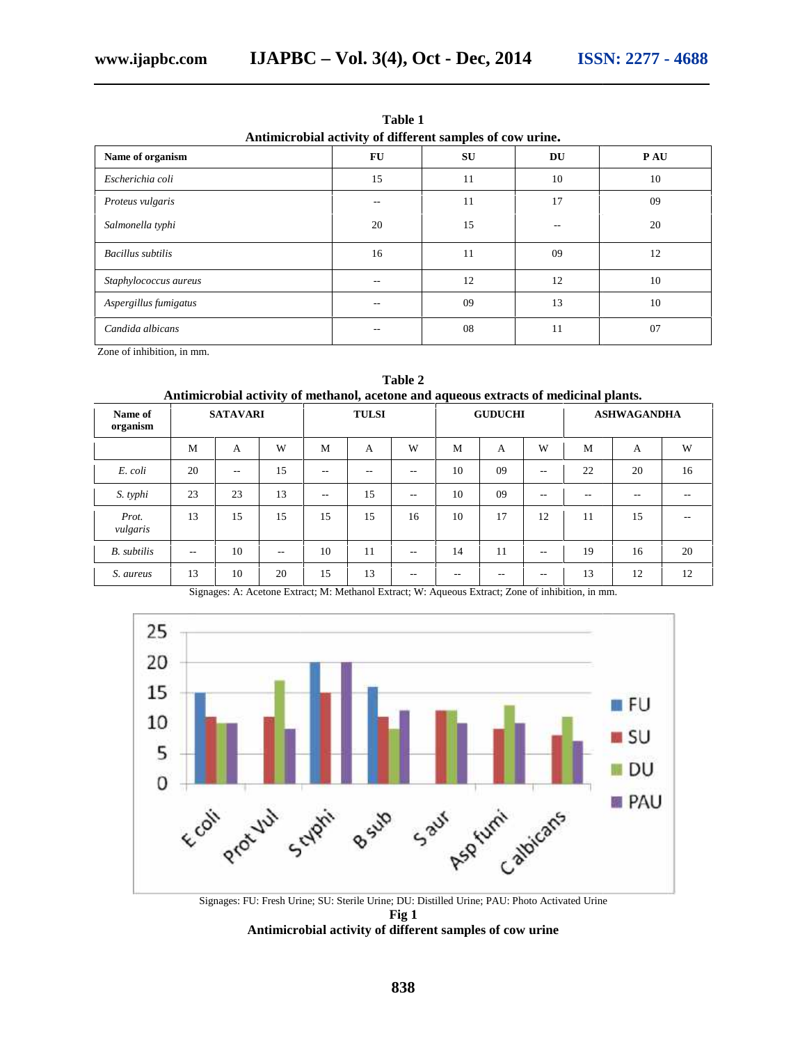**Table 1**
**Antimicrobial activity of different samples of cow urine.**

| Name of organism | FU | SU | DU | P AU |
|---|---|---|---|---|
| *Escherichia coli* | 15 | 11 | 10 | 10 |
| *Proteus vulgaris* | -- | 11 | 17 | 09 |
| *Salmonella typhi* | 20 | 15 | -- | 20 |
| *Bacillus subtilis* | 16 | 11 | 09 | 12 |
| *Staphylococcus aureus* | -- | 12 | 12 | 10 |
| *Aspergillus fumigatus* | -- | 09 | 13 | 10 |
| *Candida albicans* | -- | 08 | 11 | 07 |

Zone of inhibition, in mm.

**Table 2**
**Antimicrobial activity of methanol, acetone and aqueous extracts of medicinal plants.**

| Name of organism | SATAVARI | | | TULSI | | | GUDUCHI | | | ASHWAGANDHA | | |
|---|---|---|---|---|---|---|---|---|---|---|---|---|
| | M | A | W | M | A | W | M | A | W | M | A | W |
| *E. coli* | 20 | -- | 15 | -- | -- | -- | 10 | 09 | -- | 22 | 20 | 16 |
| *S. typhi* | 23 | 23 | 13 | -- | 15 | -- | 10 | 09 | -- | -- | -- | -- |
| *Prot. vulgaris* | 13 | 15 | 15 | 15 | 15 | 16 | 10 | 17 | 12 | 11 | 15 | -- |
| *B. subtilis* | -- | 10 | -- | 10 | 11 | -- | 14 | 11 | -- | 19 | 16 | 20 |
| *S. aureus* | 13 | 10 | 20 | 15 | 13 | -- | -- | -- | -- | 13 | 12 | 12 |

Signages: A: Acetone Extract; M: Methanol Extract; W: Aqueous Extract; Zone of inhibition, in mm.

Signages: FU: Fresh Urine; SU: Sterile Urine; DU: Distilled Urine; PAU: Photo Activated Urine

**Fig 1**
**Antimicrobial activity of different samples of cow urine**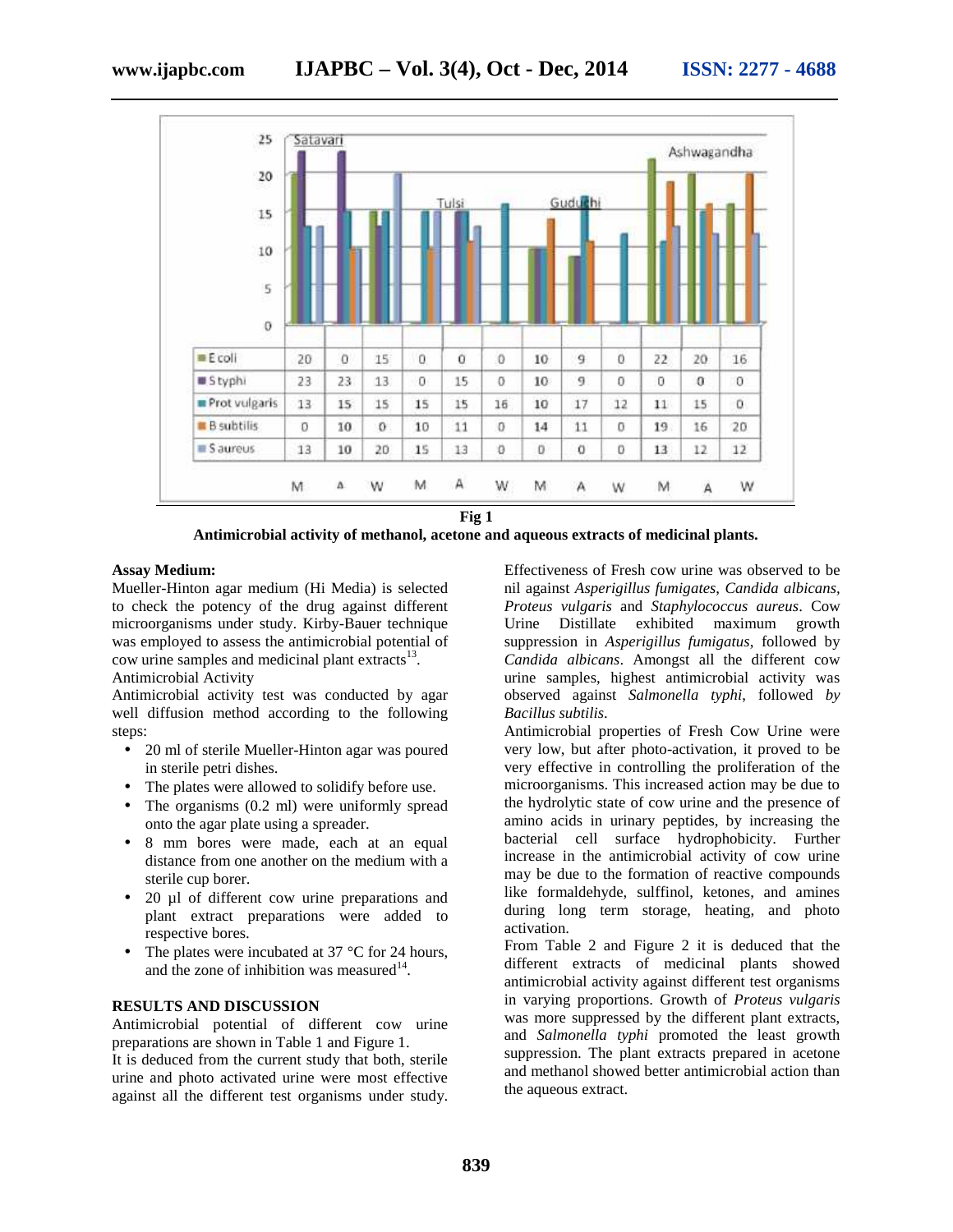| | Satavari | | | Tulsi | | | Guduchi | | | Ashwagandha | | |
|---|---|---|---|---|---|---|---|---|---|---|---|---|
| | M | A | W | M | A | W | M | A | W | M | A | W |
| E coli | 20 | 0 | 15 | 0 | 0 | 0 | 10 | 9 | 0 | 22 | 20 | 16 |
| S typhi | 23 | 23 | 13 | 0 | 15 | 0 | 10 | 9 | 0 | 0 | 0 | 0 |
| Prot vulgaris | 13 | 15 | 15 | 15 | 15 | 16 | 10 | 17 | 12 | 11 | 15 | 0 |
| B subtilis | 0 | 10 | 0 | 10 | 11 | 0 | 14 | 11 | 0 | 19 | 16 | 20 |
| S aureus | 13 | 10 | 20 | 15 | 13 | 0 | 0 | 0 | 0 | 13 | 12 | 12 |

**Fig 1**

**Antimicrobial activity of methanol, acetone and aqueous extracts of medicinal plants.**

**Assay Medium:**

Mueller-Hinton agar medium (Hi Media) is selected to check the potency of the drug against different microorganisms under study. Kirby-Bauer technique was employed to assess the antimicrobial potential of cow urine samples and medicinal plant extracts[13].

Antimicrobial Activity

Antimicrobial activity test was conducted by agar well diffusion method according to the following steps:

- 20 ml of sterile Mueller-Hinton agar was poured in sterile petri dishes.
- The plates were allowed to solidify before use.
- The organisms (0.2 ml) were uniformly spread onto the agar plate using a spreader.
- 8 mm bores were made, each at an equal distance from one another on the medium with a sterile cup borer.
- 20 µl of different cow urine preparations and plant extract preparations were added to respective bores.
- The plates were incubated at 37 °C for 24 hours, and the zone of inhibition was measured[14].

**RESULTS AND DISCUSSION**

Antimicrobial potential of different cow urine preparations are shown in Table 1 and Figure 1.

It is deduced from the current study that both, sterile urine and photo activated urine were most effective against all the different test organisms under study. Effectiveness of Fresh cow urine was observed to be nil against *Asperigillus fumigates*, *Candida albicans*, *Proteus vulgaris* and *Staphylococcus aureus*. Cow Urine Distillate exhibited maximum growth suppression in *Asperigillus fumigatus*, followed by *Candida albicans*. Amongst all the different cow urine samples, highest antimicrobial activity was observed against *Salmonella typhi*, followed *by Bacillus subtilis*.

Antimicrobial properties of Fresh Cow Urine were very low, but after photo-activation, it proved to be very effective in controlling the proliferation of the microorganisms. This increased action may be due to the hydrolytic state of cow urine and the presence of amino acids in urinary peptides, by increasing the bacterial cell surface hydrophobicity. Further increase in the antimicrobial activity of cow urine may be due to the formation of reactive compounds like formaldehyde, sulffinol, ketones, and amines during long term storage, heating, and photo activation.

From Table 2 and Figure 2 it is deduced that the different extracts of medicinal plants showed antimicrobial activity against different test organisms in varying proportions. Growth of *Proteus vulgaris* was more suppressed by the different plant extracts, and *Salmonella typhi* promoted the least growth suppression. The plant extracts prepared in acetone and methanol showed better antimicrobial action than the aqueous extract.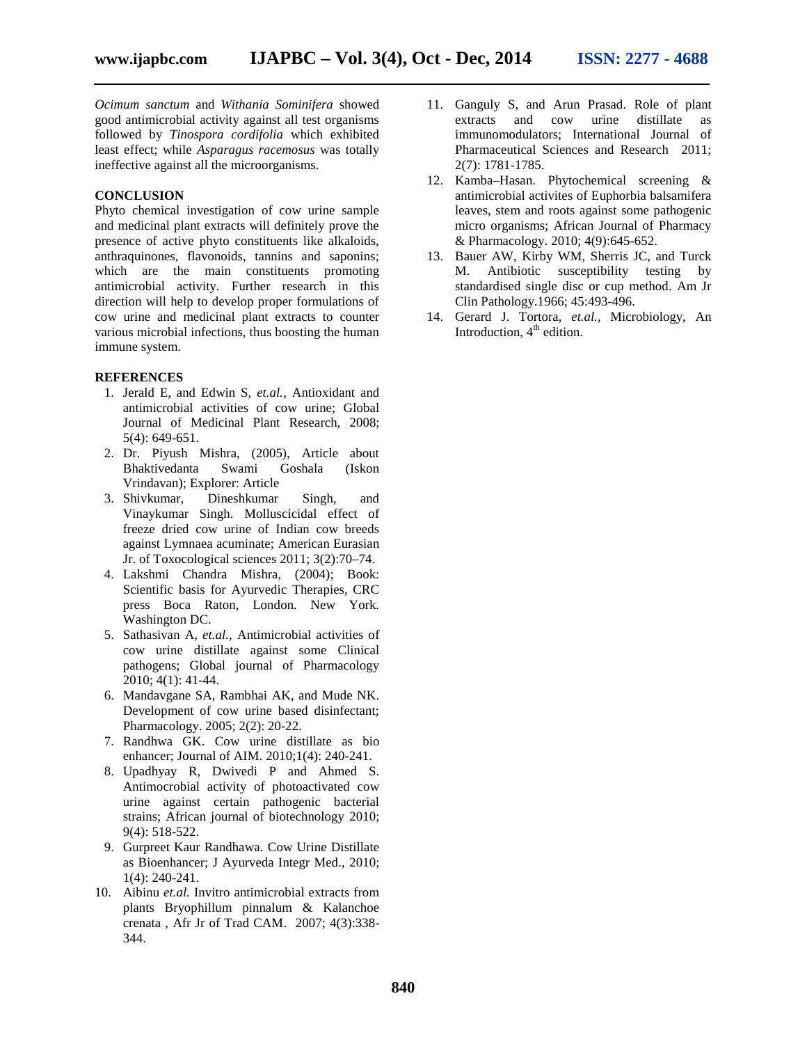*Ocimum sanctum* and *Withania Sominifera* showed good antimicrobial activity against all test organisms followed by *Tinospora cordifolia* which exhibited least effect; while *Asparagus racemosus* was totally ineffective against all the microorganisms.

**CONCLUSION**

Phyto chemical investigation of cow urine sample and medicinal plant extracts will definitely prove the presence of active phyto constituents like alkaloids, anthraquinones, flavonoids, tannins and saponins; which are the main constituents promoting antimicrobial activity. Further research in this direction will help to develop proper formulations of cow urine and medicinal plant extracts to counter various microbial infections, thus boosting the human immune system.

**REFERENCES**

1. Jerald E, and Edwin S, *et.al.,* Antioxidant and antimicrobial activities of cow urine; Global Journal of Medicinal Plant Research, 2008; 5(4): 649-651.
2. Dr. Piyush Mishra, (2005), Article about Bhaktivedanta Swami Goshala (Iskon Vrindavan); Explorer: Article
3. Shivkumar, Dineshkumar Singh, and Vinaykumar Singh. Molluscicidal effect of freeze dried cow urine of Indian cow breeds against Lymnaea acuminate; American Eurasian Jr. of Toxocological sciences 2011; 3(2):70–74.
4. Lakshmi Chandra Mishra, (2004); Book: Scientific basis for Ayurvedic Therapies, CRC press Boca Raton, London. New York. Washington DC.
5. Sathasivan A, *et.al.,* Antimicrobial activities of cow urine distillate against some Clinical pathogens; Global journal of Pharmacology 2010; 4(1): 41-44.
6. Mandavgane SA, Rambhai AK, and Mude NK. Development of cow urine based disinfectant; Pharmacology. 2005; 2(2): 20-22.
7. Randhwa GK. Cow urine distillate as bio enhancer; Journal of AIM. 2010;1(4): 240-241.
8. Upadhyay R, Dwivedi P and Ahmed S. Antimocrobial activity of photoactivated cow urine against certain pathogenic bacterial strains; African journal of biotechnology 2010; 9(4): 518-522.
9. Gurpreet Kaur Randhawa. Cow Urine Distillate as Bioenhancer; J Ayurveda Integr Med., 2010; 1(4): 240-241.
10. Aibinu *et.al.* Invitro antimicrobial extracts from plants Bryophillum pinnalum & Kalanchoe crenata , Afr Jr of Trad CAM. 2007; 4(3):338-344.
11. Ganguly S, and Arun Prasad. Role of plant extracts and cow urine distillate as immunomodulators; International Journal of Pharmaceutical Sciences and Research 2011; 2(7): 1781-1785.
12. Kamba–Hasan. Phytochemical screening & antimicrobial activites of Euphorbia balsamifera leaves, stem and roots against some pathogenic micro organisms; African Journal of Pharmacy & Pharmacology. 2010; 4(9):645-652.
13. Bauer AW, Kirby WM, Sherris JC, and Turck M. Antibiotic susceptibility testing by standardised single disc or cup method. Am Jr Clin Pathology.1966; 45:493-496.
14. Gerard J. Tortora, *et.al.,* Microbiology, An Introduction, 4th edition.